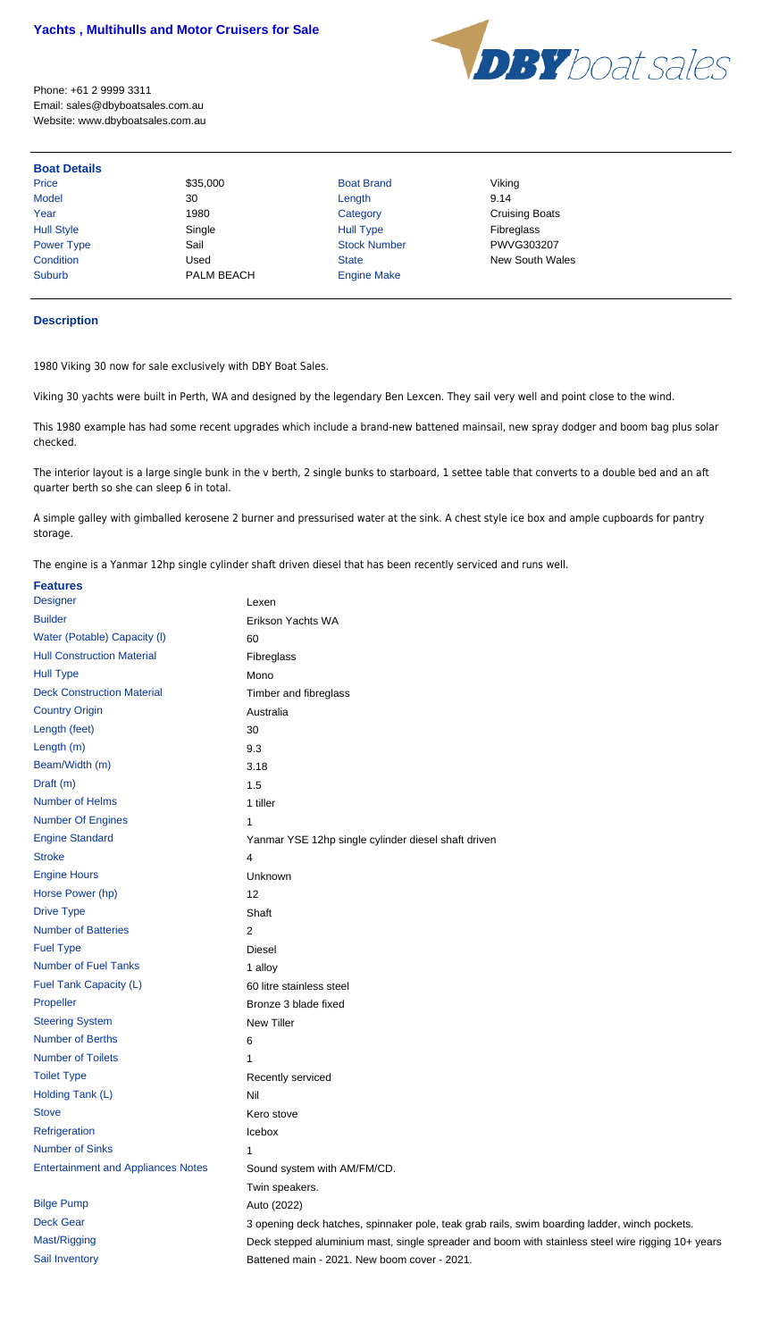# Yachts , Multihulls and Motor Cruisers for Sale

Phone: +61 2 9999 3311
Email: sales@dbyboatsales.com.au
Website: www.dbyboatsales.com.au

## Boat Details

| | | | |
|---|---|---|---|
| Price | $35,000 | Boat Brand | Viking |
| Model | 30 | Length | 9.14 |
| Year | 1980 | Category | Cruising Boats |
| Hull Style | Single | Hull Type | Fibreglass |
| Power Type | Sail | Stock Number | PWVG303207 |
| Condition | Used | State | New South Wales |
| Suburb | PALM BEACH | Engine Make | |

## Description

1980 Viking 30 now for sale exclusively with DBY Boat Sales.

Viking 30 yachts were built in Perth, WA and designed by the legendary Ben Lexcen. They sail very well and point close to the wind.

This 1980 example has had some recent upgrades which include a brand-new battened mainsail, new spray dodger and boom bag plus solar checked.

The interior layout is a large single bunk in the v berth, 2 single bunks to starboard, 1 settee table that converts to a double bed and an aft quarter berth so she can sleep 6 in total.

A simple galley with gimballed kerosene 2 burner and pressurised water at the sink. A chest style ice box and ample cupboards for pantry storage.

The engine is a Yanmar 12hp single cylinder shaft driven diesel that has been recently serviced and runs well.

## Features

| | |
|---|---|
| Designer | Lexen |
| Builder | Erikson Yachts WA |
| Water (Potable) Capacity (l) | 60 |
| Hull Construction Material | Fibreglass |
| Hull Type | Mono |
| Deck Construction Material | Timber and fibreglass |
| Country Origin | Australia |
| Length (feet) | 30 |
| Length (m) | 9.3 |
| Beam/Width (m) | 3.18 |
| Draft (m) | 1.5 |
| Number of Helms | 1 tiller |
| Number Of Engines | 1 |
| Engine Standard | Yanmar YSE 12hp single cylinder diesel shaft driven |
| Stroke | 4 |
| Engine Hours | Unknown |
| Horse Power (hp) | 12 |
| Drive Type | Shaft |
| Number of Batteries | 2 |
| Fuel Type | Diesel |
| Number of Fuel Tanks | 1 alloy |
| Fuel Tank Capacity (L) | 60 litre stainless steel |
| Propeller | Bronze 3 blade fixed |
| Steering System | New Tiller |
| Number of Berths | 6 |
| Number of Toilets | 1 |
| Toilet Type | Recently serviced |
| Holding Tank (L) | Nil |
| Stove | Kero stove |
| Refrigeration | Icebox |
| Number of Sinks | 1 |
| Entertainment and Appliances Notes | Sound system with AM/FM/CD. Twin speakers. |
| Bilge Pump | Auto (2022) |
| Deck Gear | 3 opening deck hatches, spinnaker pole, teak grab rails, swim boarding ladder, winch pockets. |
| Mast/Rigging | Deck stepped aluminium mast, single spreader and boom with stainless steel wire rigging 10+ years |
| Sail Inventory | Battened main - 2021. New boom cover - 2021. |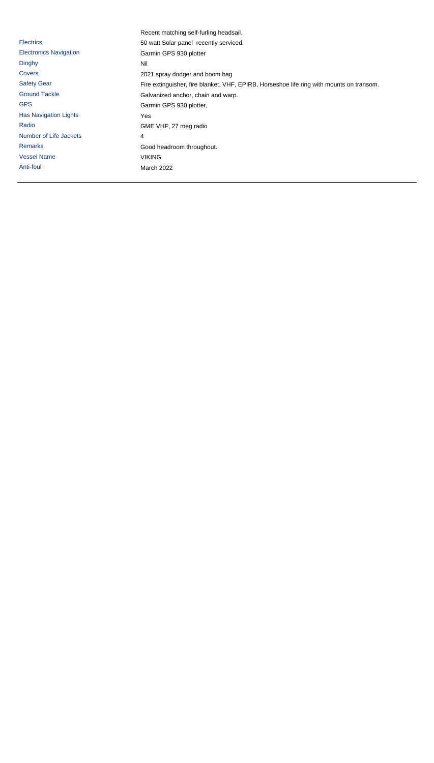| | |
|---|---|
| | Recent matching self-furling headsail. |
| Electrics | 50 watt Solar panel recently serviced. |
| Electronics Navigation | Garmin GPS 930 plotter |
| Dinghy | Nil |
| Covers | 2021 spray dodger and boom bag |
| Safety Gear | Fire extinguisher, fire blanket, VHF, EPIRB, Horseshoe life ring with mounts on transom. |
| Ground Tackle | Galvanized anchor, chain and warp. |
| GPS | Garmin GPS 930 plotter, |
| Has Navigation Lights | Yes |
| Radio | GME VHF, 27 meg radio |
| Number of Life Jackets | 4 |
| Remarks | Good headroom throughout. |
| Vessel Name | VIKING |
| Anti-foul | March 2022 |